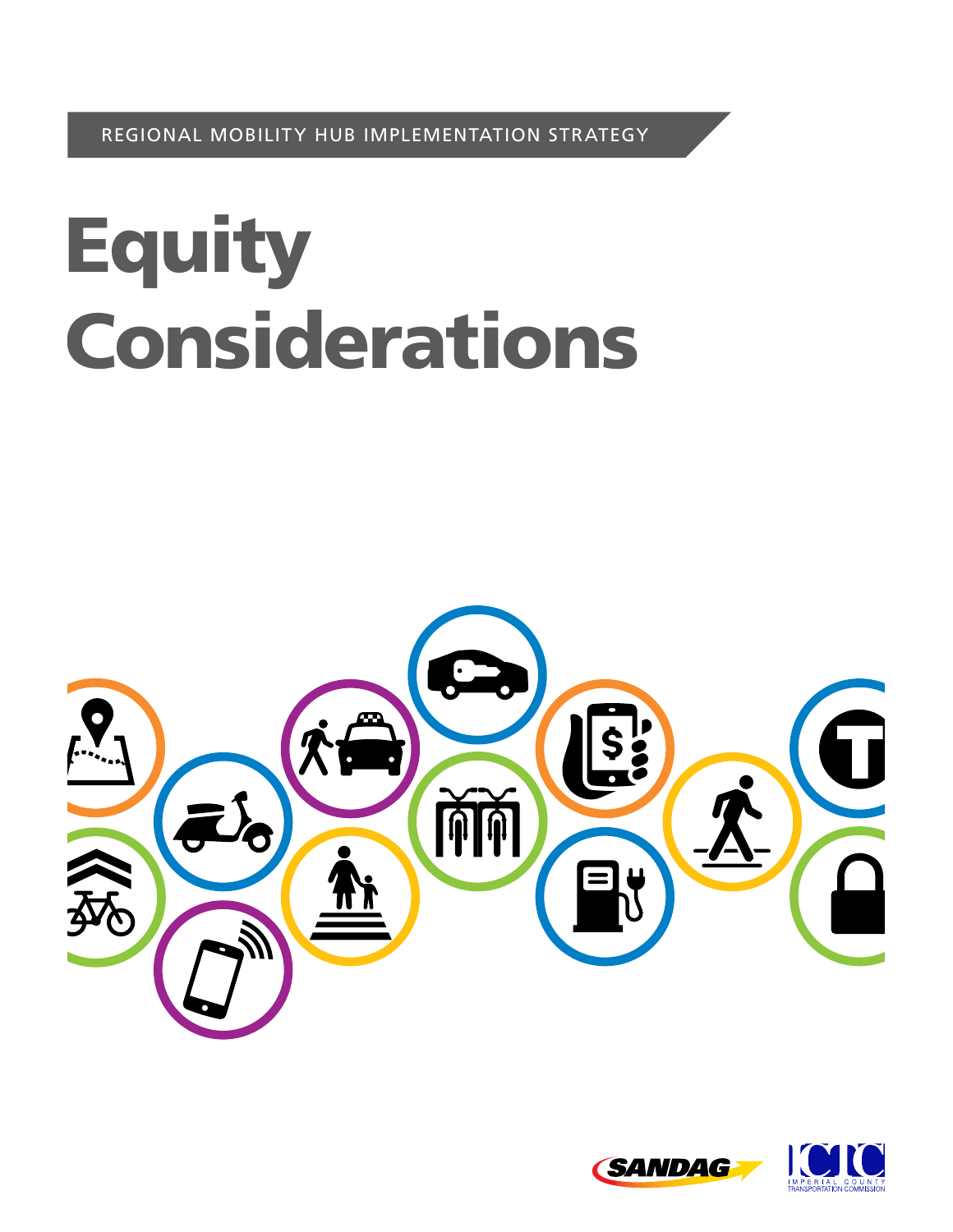REGIONAL MOBILITY HUB IMPLEMENTATION STRATEGY

# Equity Considerations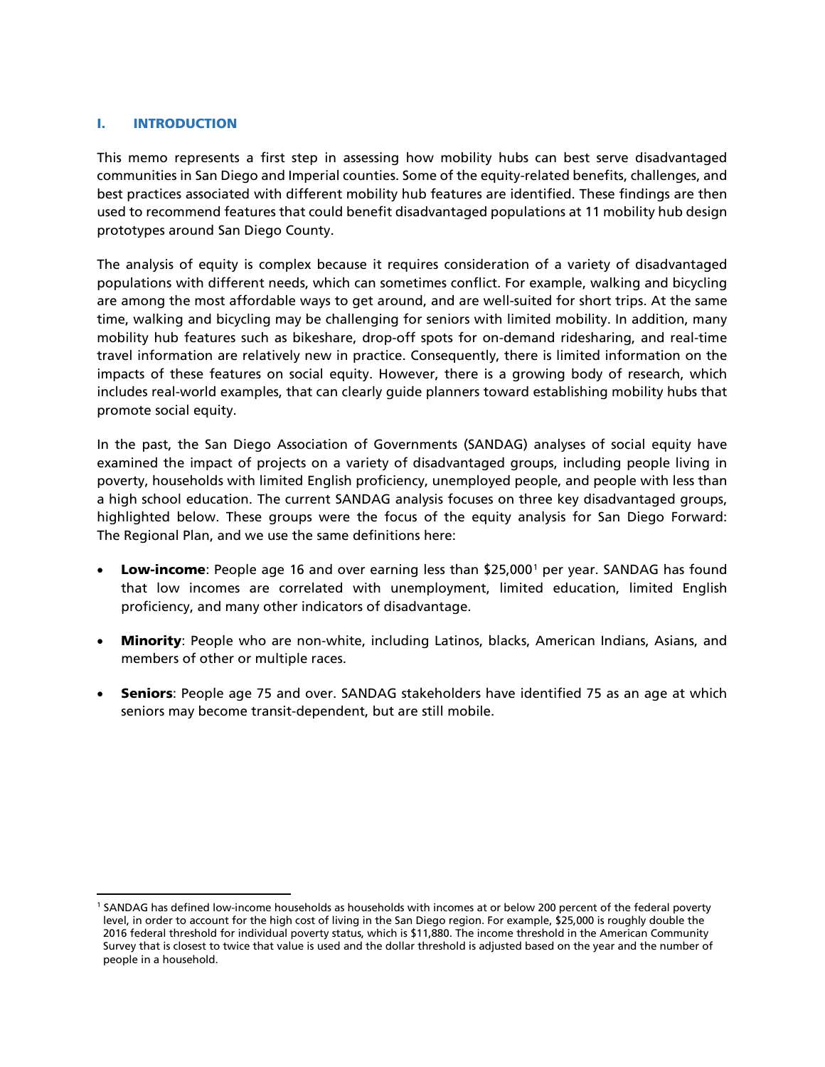## I. INTRODUCTION

This memo represents a first step in assessing how mobility hubs can best serve disadvantaged communities in San Diego and Imperial counties. Some of the equity-related benefits, challenges, and best practices associated with different mobility hub features are identified. These findings are then used to recommend features that could benefit disadvantaged populations at 11 mobility hub design prototypes around San Diego County.

The analysis of equity is complex because it requires consideration of a variety of disadvantaged populations with different needs, which can sometimes conflict. For example, walking and bicycling are among the most affordable ways to get around, and are well-suited for short trips. At the same time, walking and bicycling may be challenging for seniors with limited mobility. In addition, many mobility hub features such as bikeshare, drop-off spots for on-demand ridesharing, and real-time travel information are relatively new in practice. Consequently, there is limited information on the impacts of these features on social equity. However, there is a growing body of research, which includes real-world examples, that can clearly guide planners toward establishing mobility hubs that promote social equity.

In the past, the San Diego Association of Governments (SANDAG) analyses of social equity have examined the impact of projects on a variety of disadvantaged groups, including people living in poverty, households with limited English proficiency, unemployed people, and people with less than a high school education. The current SANDAG analysis focuses on three key disadvantaged groups, highlighted below. These groups were the focus of the equity analysis for San Diego Forward: The Regional Plan, and we use the same definitions here:

- **Low-income**: People age 16 and over earning less than $25,000[1] per year. SANDAG has found that low incomes are correlated with unemployment, limited education, limited English proficiency, and many other indicators of disadvantage.
- **Minority**: People who are non-white, including Latinos, blacks, American Indians, Asians, and members of other or multiple races.
- **Seniors**: People age 75 and over. SANDAG stakeholders have identified 75 as an age at which seniors may become transit-dependent, but are still mobile.

---

[1] SANDAG has defined low-income households as households with incomes at or below 200 percent of the federal poverty level, in order to account for the high cost of living in the San Diego region. For example, $25,000 is roughly double the 2016 federal threshold for individual poverty status, which is $11,880. The income threshold in the American Community Survey that is closest to twice that value is used and the dollar threshold is adjusted based on the year and the number of people in a household.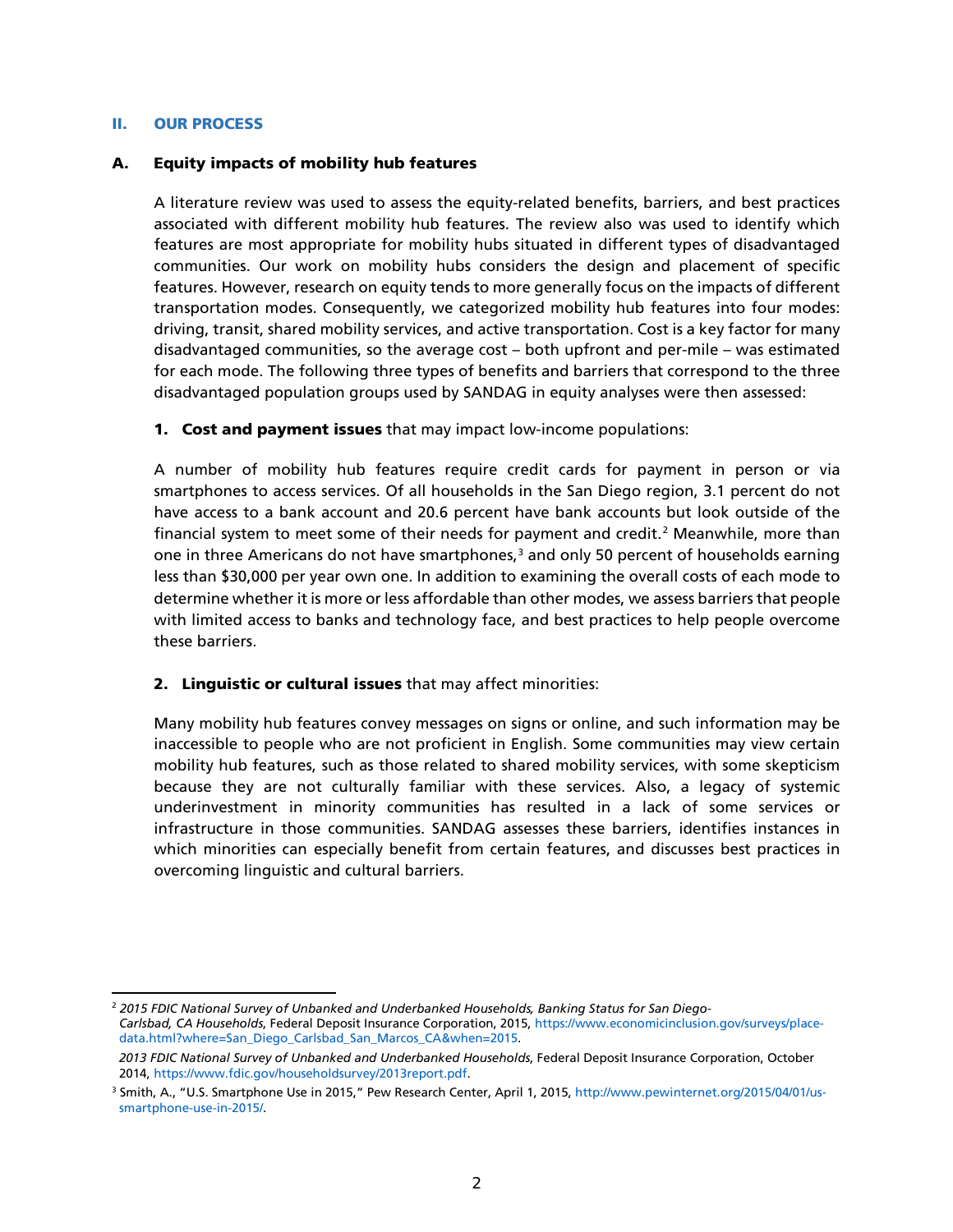## II. OUR PROCESS

### A. Equity impacts of mobility hub features

A literature review was used to assess the equity-related benefits, barriers, and best practices associated with different mobility hub features. The review also was used to identify which features are most appropriate for mobility hubs situated in different types of disadvantaged communities. Our work on mobility hubs considers the design and placement of specific features. However, research on equity tends to more generally focus on the impacts of different transportation modes. Consequently, we categorized mobility hub features into four modes: driving, transit, shared mobility services, and active transportation. Cost is a key factor for many disadvantaged communities, so the average cost – both upfront and per-mile – was estimated for each mode. The following three types of benefits and barriers that correspond to the three disadvantaged population groups used by SANDAG in equity analyses were then assessed:

1. **Cost and payment issues** that may impact low-income populations:

A number of mobility hub features require credit cards for payment in person or via smartphones to access services. Of all households in the San Diego region, 3.1 percent do not have access to a bank account and 20.6 percent have bank accounts but look outside of the financial system to meet some of their needs for payment and credit.[2] Meanwhile, more than one in three Americans do not have smartphones,[3] and only 50 percent of households earning less than $30,000 per year own one. In addition to examining the overall costs of each mode to determine whether it is more or less affordable than other modes, we assess barriers that people with limited access to banks and technology face, and best practices to help people overcome these barriers.

2. **Linguistic or cultural issues** that may affect minorities:

Many mobility hub features convey messages on signs or online, and such information may be inaccessible to people who are not proficient in English. Some communities may view certain mobility hub features, such as those related to shared mobility services, with some skepticism because they are not culturally familiar with these services. Also, a legacy of systemic underinvestment in minority communities has resulted in a lack of some services or infrastructure in those communities. SANDAG assesses these barriers, identifies instances in which minorities can especially benefit from certain features, and discusses best practices in overcoming linguistic and cultural barriers.

---

[2] *2015 FDIC National Survey of Unbanked and Underbanked Households, Banking Status for San Diego-Carlsbad, CA Households*, Federal Deposit Insurance Corporation, 2015, https://www.economicinclusion.gov/surveys/place-data.html?where=San_Diego_Carlsbad_San_Marcos_CA&when=2015.

*2013 FDIC National Survey of Unbanked and Underbanked Households*, Federal Deposit Insurance Corporation, October 2014, https://www.fdic.gov/householdsurvey/2013report.pdf.

[3] Smith, A., "U.S. Smartphone Use in 2015," Pew Research Center, April 1, 2015, http://www.pewinternet.org/2015/04/01/us-smartphone-use-in-2015/.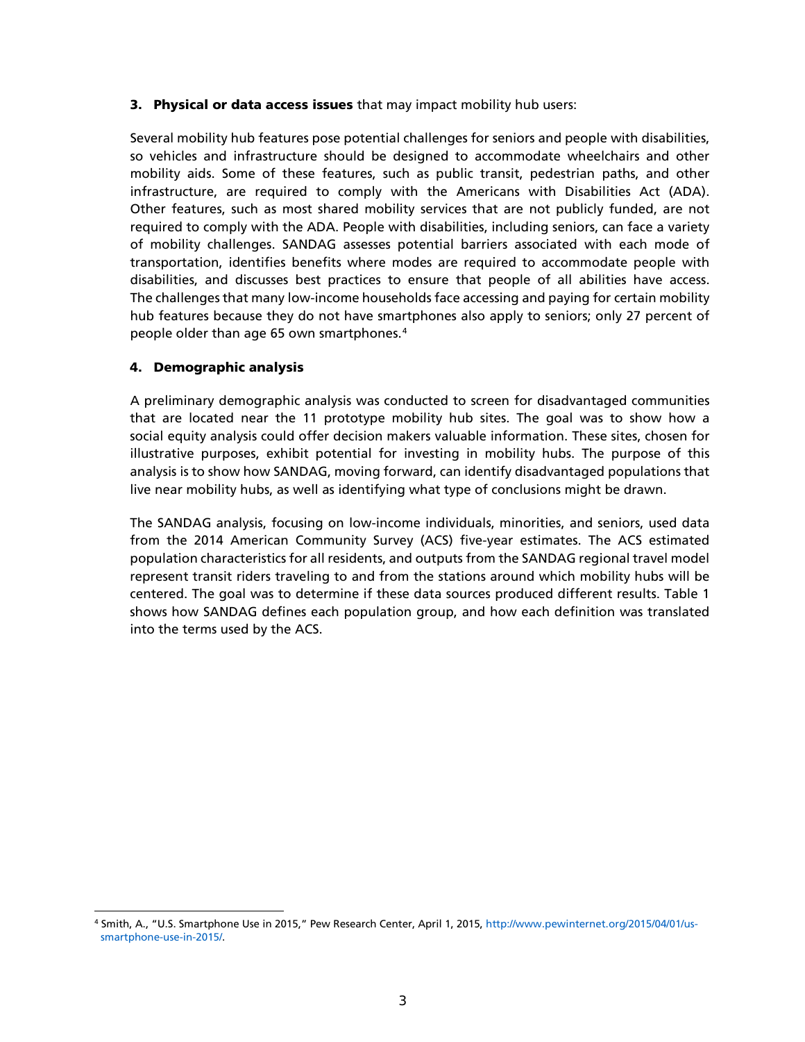3. **Physical or data access issues** that may impact mobility hub users:

Several mobility hub features pose potential challenges for seniors and people with disabilities, so vehicles and infrastructure should be designed to accommodate wheelchairs and other mobility aids. Some of these features, such as public transit, pedestrian paths, and other infrastructure, are required to comply with the Americans with Disabilities Act (ADA). Other features, such as most shared mobility services that are not publicly funded, are not required to comply with the ADA. People with disabilities, including seniors, can face a variety of mobility challenges. SANDAG assesses potential barriers associated with each mode of transportation, identifies benefits where modes are required to accommodate people with disabilities, and discusses best practices to ensure that people of all abilities have access. The challenges that many low-income households face accessing and paying for certain mobility hub features because they do not have smartphones also apply to seniors; only 27 percent of people older than age 65 own smartphones.[4]

4. **Demographic analysis**

A preliminary demographic analysis was conducted to screen for disadvantaged communities that are located near the 11 prototype mobility hub sites. The goal was to show how a social equity analysis could offer decision makers valuable information. These sites, chosen for illustrative purposes, exhibit potential for investing in mobility hubs. The purpose of this analysis is to show how SANDAG, moving forward, can identify disadvantaged populations that live near mobility hubs, as well as identifying what type of conclusions might be drawn.

The SANDAG analysis, focusing on low-income individuals, minorities, and seniors, used data from the 2014 American Community Survey (ACS) five-year estimates. The ACS estimated population characteristics for all residents, and outputs from the SANDAG regional travel model represent transit riders traveling to and from the stations around which mobility hubs will be centered. The goal was to determine if these data sources produced different results. Table 1 shows how SANDAG defines each population group, and how each definition was translated into the terms used by the ACS.

---

[4] Smith, A., "U.S. Smartphone Use in 2015," Pew Research Center, April 1, 2015, http://www.pewinternet.org/2015/04/01/us-smartphone-use-in-2015/.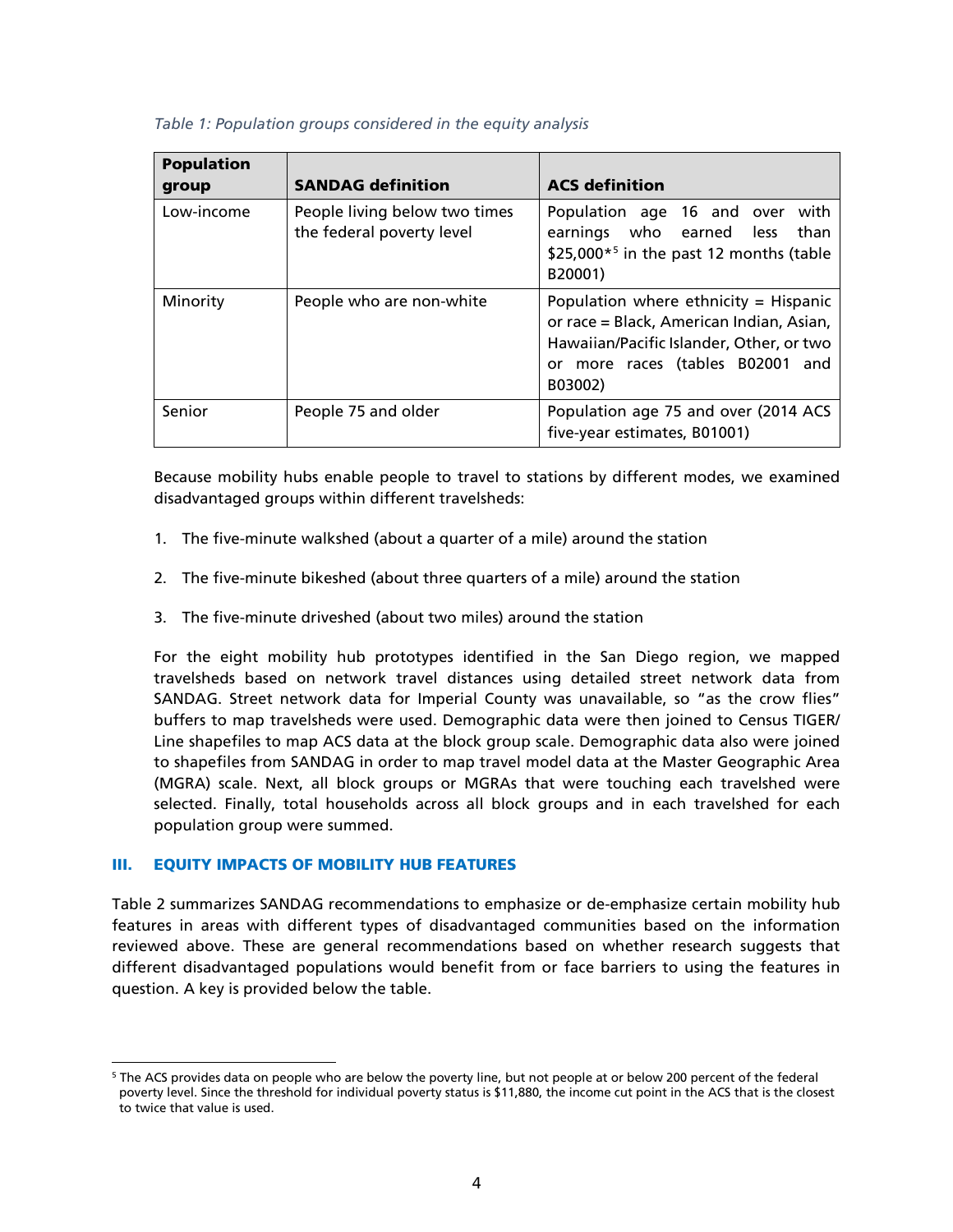*Table 1: Population groups considered in the equity analysis*

| Population group | SANDAG definition | ACS definition |
|---|---|---|
| Low-income | People living below two times the federal poverty level | Population age 16 and over with earnings who earned less than $25,000*[5] in the past 12 months (table B20001) |
| Minority | People who are non-white | Population where ethnicity = Hispanic or race = Black, American Indian, Asian, Hawaiian/Pacific Islander, Other, or two or more races (tables B02001 and B03002) |
| Senior | People 75 and older | Population age 75 and over (2014 ACS five-year estimates, B01001) |

Because mobility hubs enable people to travel to stations by different modes, we examined disadvantaged groups within different travelsheds:

1. The five-minute walkshed (about a quarter of a mile) around the station
2. The five-minute bikeshed (about three quarters of a mile) around the station
3. The five-minute driveshed (about two miles) around the station

For the eight mobility hub prototypes identified in the San Diego region, we mapped travelsheds based on network travel distances using detailed street network data from SANDAG. Street network data for Imperial County was unavailable, so "as the crow flies" buffers to map travelsheds were used. Demographic data were then joined to Census TIGER/Line shapefiles to map ACS data at the block group scale. Demographic data also were joined to shapefiles from SANDAG in order to map travel model data at the Master Geographic Area (MGRA) scale. Next, all block groups or MGRAs that were touching each travelshed were selected. Finally, total households across all block groups and in each travelshed for each population group were summed.

## III. EQUITY IMPACTS OF MOBILITY HUB FEATURES

Table 2 summarizes SANDAG recommendations to emphasize or de-emphasize certain mobility hub features in areas with different types of disadvantaged communities based on the information reviewed above. These are general recommendations based on whether research suggests that different disadvantaged populations would benefit from or face barriers to using the features in question. A key is provided below the table.

---

[5] The ACS provides data on people who are below the poverty line, but not people at or below 200 percent of the federal poverty level. Since the threshold for individual poverty status is $11,880, the income cut point in the ACS that is the closest to twice that value is used.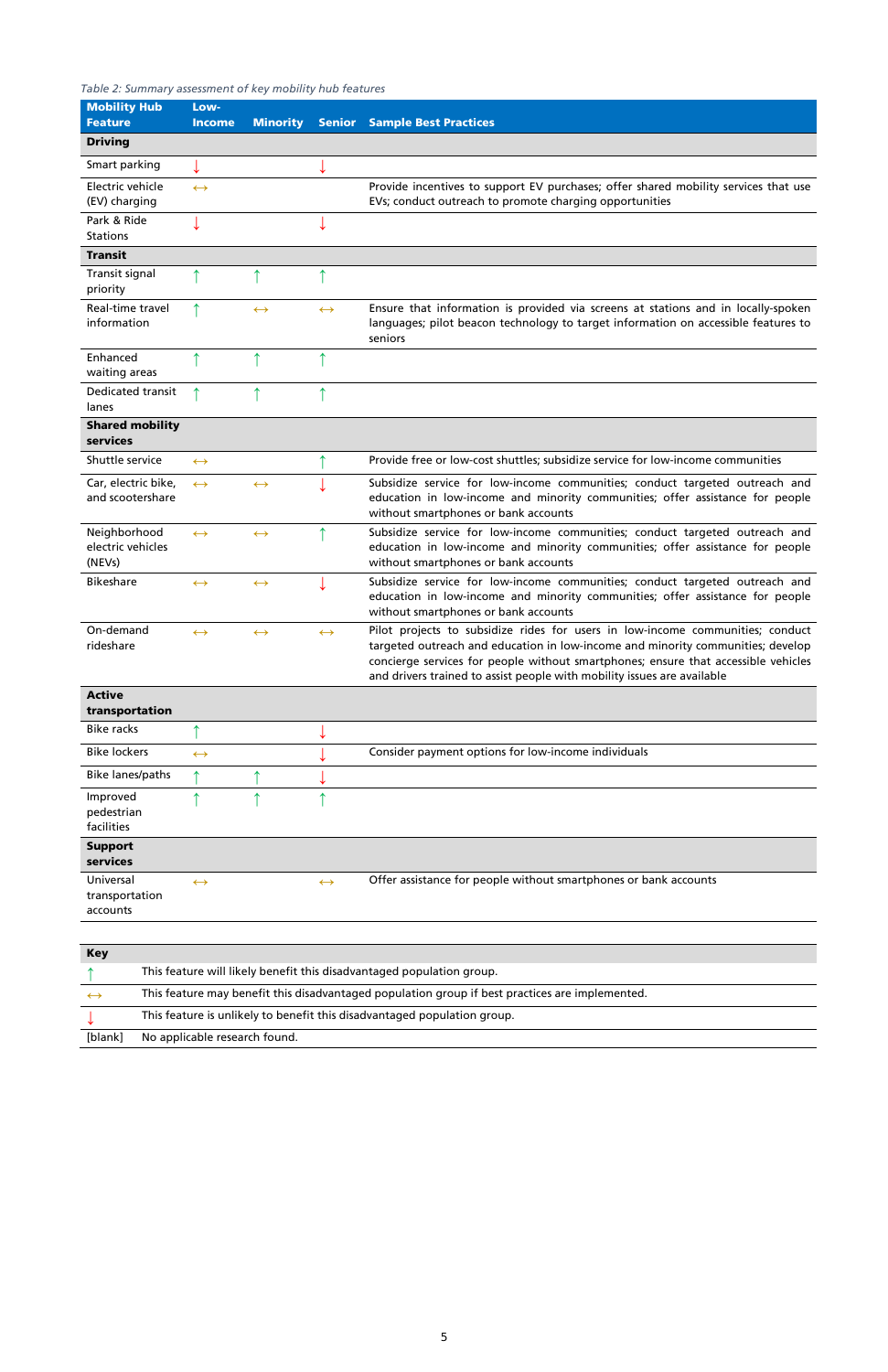*Table 2: Summary assessment of key mobility hub features*

| Mobility Hub Feature | Low-Income | Minority | Senior | Sample Best Practices |
|---|---|---|---|---|
| **Driving** | | | | |
| Smart parking | ↓ | | ↓ | |
| Electric vehicle (EV) charging | ↔ | | | Provide incentives to support EV purchases; offer shared mobility services that use EVs; conduct outreach to promote charging opportunities |
| Park & Ride Stations | ↓ | | ↓ | |
| **Transit** | | | | |
| Transit signal priority | ↑ | ↑ | ↑ | |
| Real-time travel information | ↑ | ↔ | ↔ | Ensure that information is provided via screens at stations and in locally-spoken languages; pilot beacon technology to target information on accessible features to seniors |
| Enhanced waiting areas | ↑ | ↑ | ↑ | |
| Dedicated transit lanes | ↑ | ↑ | ↑ | |
| **Shared mobility services** | | | | |
| Shuttle service | ↔ | | ↑ | Provide free or low-cost shuttles; subsidize service for low-income communities |
| Car, electric bike, and scootershare | ↔ | ↔ | ↓ | Subsidize service for low-income communities; conduct targeted outreach and education in low-income and minority communities; offer assistance for people without smartphones or bank accounts |
| Neighborhood electric vehicles (NEVs) | ↔ | ↔ | ↑ | Subsidize service for low-income communities; conduct targeted outreach and education in low-income and minority communities; offer assistance for people without smartphones or bank accounts |
| Bikeshare | ↔ | ↔ | ↓ | Subsidize service for low-income communities; conduct targeted outreach and education in low-income and minority communities; offer assistance for people without smartphones or bank accounts |
| On-demand rideshare | ↔ | ↔ | ↔ | Pilot projects to subsidize rides for users in low-income communities; conduct targeted outreach and education in low-income and minority communities; develop concierge services for people without smartphones; ensure that accessible vehicles and drivers trained to assist people with mobility issues are available |
| **Active transportation** | | | | |
| Bike racks | ↑ | | ↓ | |
| Bike lockers | ↔ | | ↓ | Consider payment options for low-income individuals |
| Bike lanes/paths | ↑ | ↑ | ↓ | |
| Improved pedestrian facilities | ↑ | ↑ | ↑ | |
| **Support services** | | | | |
| Universal transportation accounts | ↔ | | ↔ | Offer assistance for people without smartphones or bank accounts |

| **Key** | |
|---|---|
| ↑ | This feature will likely benefit this disadvantaged population group. |
| ↔ | This feature may benefit this disadvantaged population group if best practices are implemented. |
| ↓ | This feature is unlikely to benefit this disadvantaged population group. |
| [blank] | No applicable research found. |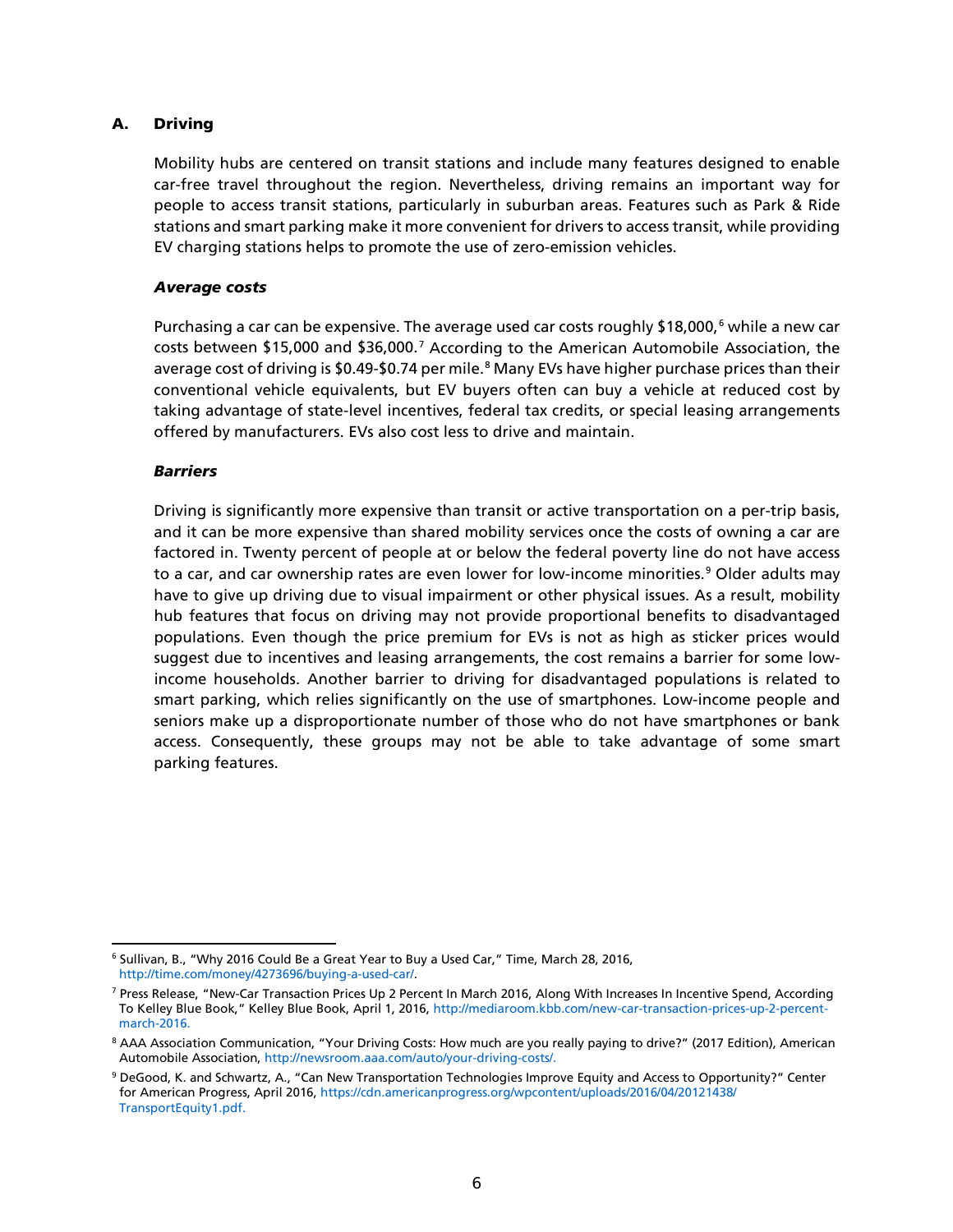## A. Driving

Mobility hubs are centered on transit stations and include many features designed to enable car-free travel throughout the region. Nevertheless, driving remains an important way for people to access transit stations, particularly in suburban areas. Features such as Park & Ride stations and smart parking make it more convenient for drivers to access transit, while providing EV charging stations helps to promote the use of zero-emission vehicles.

### *Average costs*

Purchasing a car can be expensive. The average used car costs roughly $18,000,[6] while a new car costs between $15,000 and $36,000.[7] According to the American Automobile Association, the average cost of driving is $0.49-$0.74 per mile.[8] Many EVs have higher purchase prices than their conventional vehicle equivalents, but EV buyers often can buy a vehicle at reduced cost by taking advantage of state-level incentives, federal tax credits, or special leasing arrangements offered by manufacturers. EVs also cost less to drive and maintain.

### *Barriers*

Driving is significantly more expensive than transit or active transportation on a per-trip basis, and it can be more expensive than shared mobility services once the costs of owning a car are factored in. Twenty percent of people at or below the federal poverty line do not have access to a car, and car ownership rates are even lower for low-income minorities.[9] Older adults may have to give up driving due to visual impairment or other physical issues. As a result, mobility hub features that focus on driving may not provide proportional benefits to disadvantaged populations. Even though the price premium for EVs is not as high as sticker prices would suggest due to incentives and leasing arrangements, the cost remains a barrier for some low-income households. Another barrier to driving for disadvantaged populations is related to smart parking, which relies significantly on the use of smartphones. Low-income people and seniors make up a disproportionate number of those who do not have smartphones or bank access. Consequently, these groups may not be able to take advantage of some smart parking features.

---

[6] Sullivan, B., "Why 2016 Could Be a Great Year to Buy a Used Car," Time, March 28, 2016, http://time.com/money/4273696/buying-a-used-car/.

[7] Press Release, "New-Car Transaction Prices Up 2 Percent In March 2016, Along With Increases In Incentive Spend, According To Kelley Blue Book," Kelley Blue Book, April 1, 2016, http://mediaroom.kbb.com/new-car-transaction-prices-up-2-percent-march-2016.

[8] AAA Association Communication, "Your Driving Costs: How much are you really paying to drive?" (2017 Edition), American Automobile Association, http://newsroom.aaa.com/auto/your-driving-costs/.

[9] DeGood, K. and Schwartz, A., "Can New Transportation Technologies Improve Equity and Access to Opportunity?" Center for American Progress, April 2016, https://cdn.americanprogress.org/wpcontent/uploads/2016/04/20121438/TransportEquity1.pdf.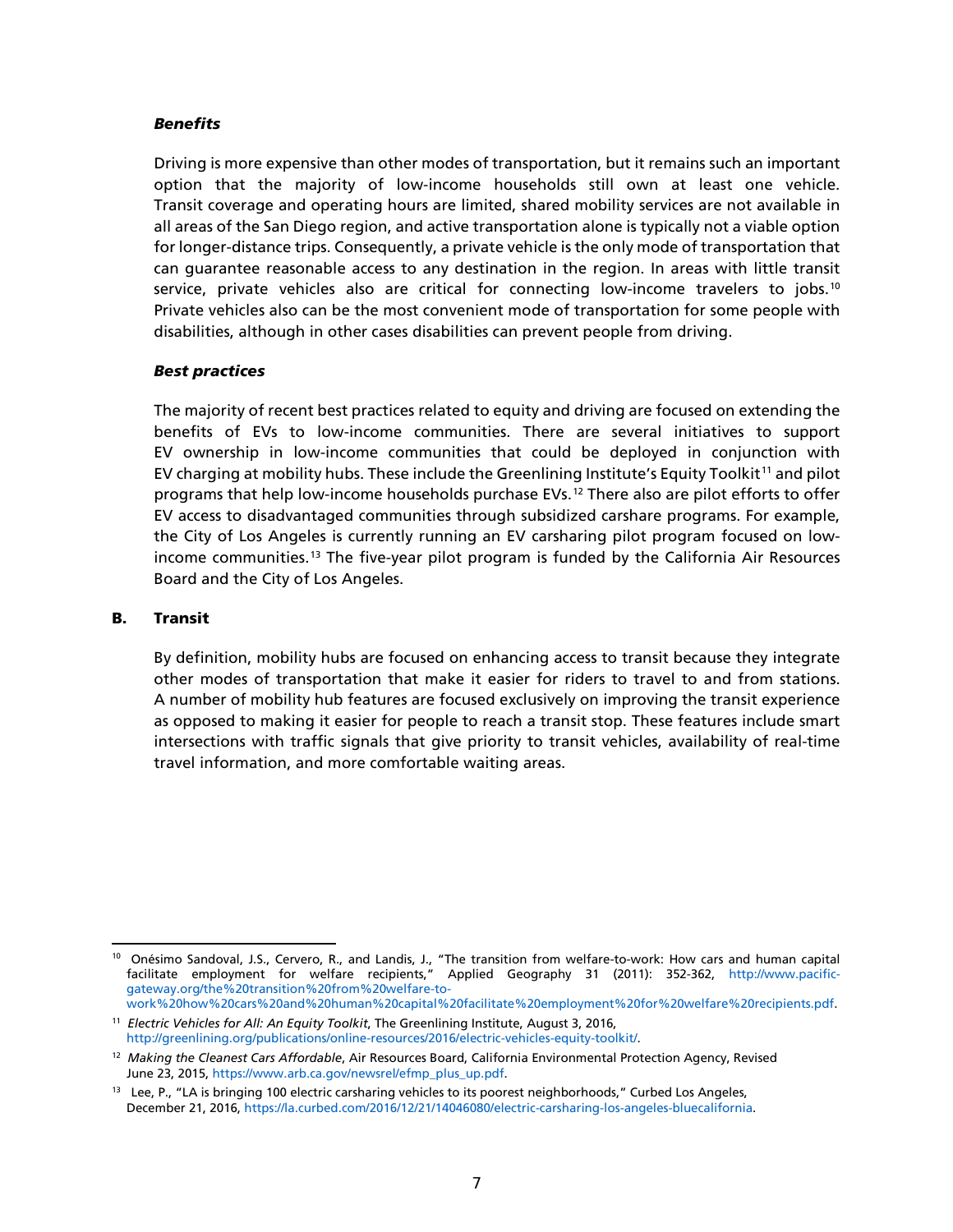#### *Benefits*

Driving is more expensive than other modes of transportation, but it remains such an important option that the majority of low-income households still own at least one vehicle. Transit coverage and operating hours are limited, shared mobility services are not available in all areas of the San Diego region, and active transportation alone is typically not a viable option for longer-distance trips. Consequently, a private vehicle is the only mode of transportation that can guarantee reasonable access to any destination in the region. In areas with little transit service, private vehicles also are critical for connecting low-income travelers to jobs.[10] Private vehicles also can be the most convenient mode of transportation for some people with disabilities, although in other cases disabilities can prevent people from driving.

#### *Best practices*

The majority of recent best practices related to equity and driving are focused on extending the benefits of EVs to low-income communities. There are several initiatives to support EV ownership in low-income communities that could be deployed in conjunction with EV charging at mobility hubs. These include the Greenlining Institute's Equity Toolkit[11] and pilot programs that help low-income households purchase EVs.[12] There also are pilot efforts to offer EV access to disadvantaged communities through subsidized carshare programs. For example, the City of Los Angeles is currently running an EV carsharing pilot program focused on low-income communities.[13] The five-year pilot program is funded by the California Air Resources Board and the City of Los Angeles.

### B. Transit

By definition, mobility hubs are focused on enhancing access to transit because they integrate other modes of transportation that make it easier for riders to travel to and from stations. A number of mobility hub features are focused exclusively on improving the transit experience as opposed to making it easier for people to reach a transit stop. These features include smart intersections with traffic signals that give priority to transit vehicles, availability of real-time travel information, and more comfortable waiting areas.

---

[10] Onésimo Sandoval, J.S., Cervero, R., and Landis, J., "The transition from welfare-to-work: How cars and human capital facilitate employment for welfare recipients," Applied Geography 31 (2011): 352-362, http://www.pacific-gateway.org/the%20transition%20from%20welfare-to-work%20how%20cars%20and%20human%20capital%20facilitate%20employment%20for%20welfare%20recipients.pdf.

[11] *Electric Vehicles for All: An Equity Toolkit*, The Greenlining Institute, August 3, 2016, http://greenlining.org/publications/online-resources/2016/electric-vehicles-equity-toolkit/.

[12] *Making the Cleanest Cars Affordable*, Air Resources Board, California Environmental Protection Agency, Revised June 23, 2015, https://www.arb.ca.gov/newsrel/efmp_plus_up.pdf.

[13] Lee, P., "LA is bringing 100 electric carsharing vehicles to its poorest neighborhoods," Curbed Los Angeles, December 21, 2016, https://la.curbed.com/2016/12/21/14046080/electric-carsharing-los-angeles-bluecalifornia.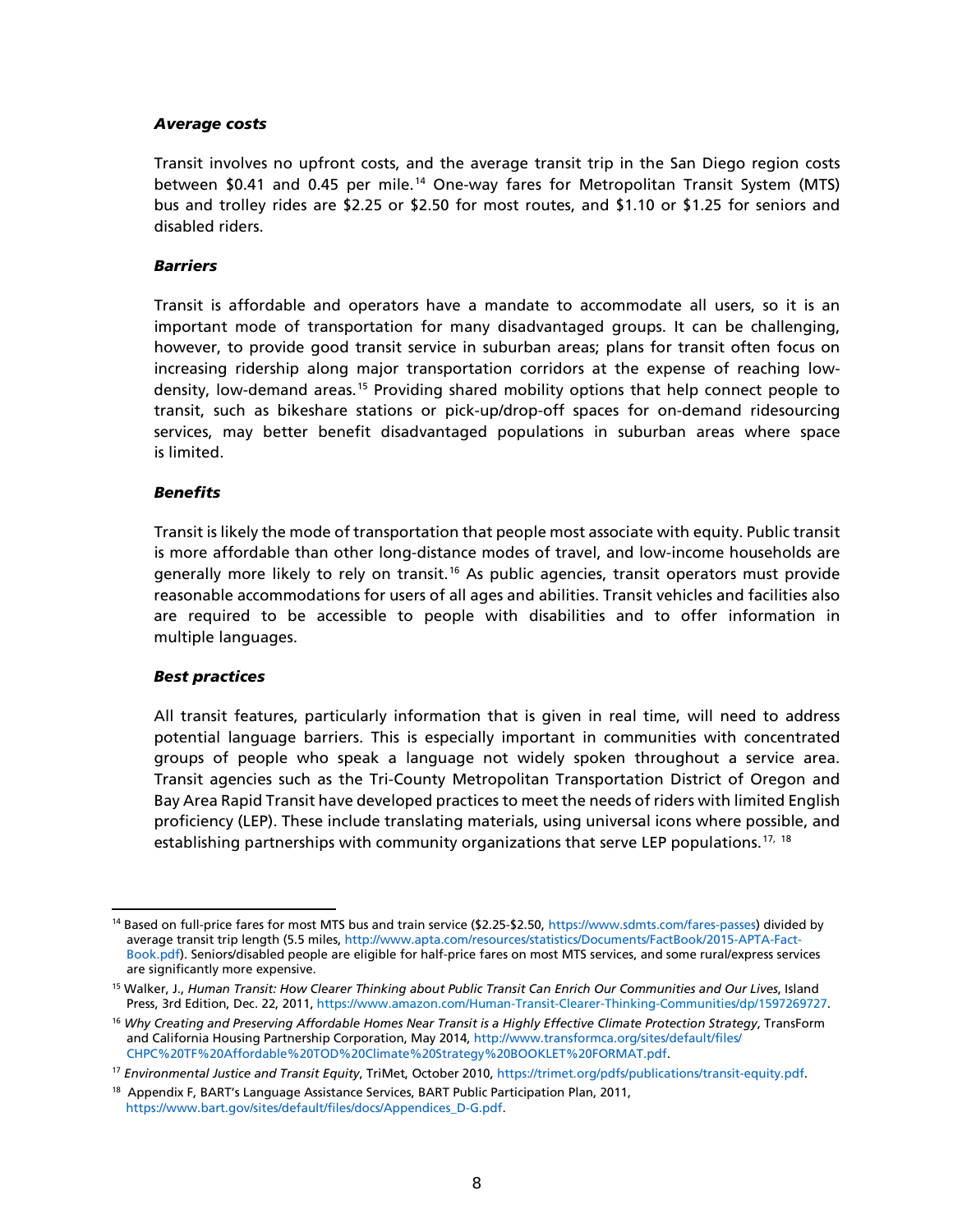#### *Average costs*

Transit involves no upfront costs, and the average transit trip in the San Diego region costs between $0.41 and 0.45 per mile.[14] One-way fares for Metropolitan Transit System (MTS) bus and trolley rides are $2.25 or $2.50 for most routes, and $1.10 or $1.25 for seniors and disabled riders.

#### *Barriers*

Transit is affordable and operators have a mandate to accommodate all users, so it is an important mode of transportation for many disadvantaged groups. It can be challenging, however, to provide good transit service in suburban areas; plans for transit often focus on increasing ridership along major transportation corridors at the expense of reaching low-density, low-demand areas.[15] Providing shared mobility options that help connect people to transit, such as bikeshare stations or pick-up/drop-off spaces for on-demand ridesourcing services, may better benefit disadvantaged populations in suburban areas where space is limited.

#### *Benefits*

Transit is likely the mode of transportation that people most associate with equity. Public transit is more affordable than other long-distance modes of travel, and low-income households are generally more likely to rely on transit.[16] As public agencies, transit operators must provide reasonable accommodations for users of all ages and abilities. Transit vehicles and facilities also are required to be accessible to people with disabilities and to offer information in multiple languages.

#### *Best practices*

All transit features, particularly information that is given in real time, will need to address potential language barriers. This is especially important in communities with concentrated groups of people who speak a language not widely spoken throughout a service area. Transit agencies such as the Tri-County Metropolitan Transportation District of Oregon and Bay Area Rapid Transit have developed practices to meet the needs of riders with limited English proficiency (LEP). These include translating materials, using universal icons where possible, and establishing partnerships with community organizations that serve LEP populations.[17, 18]

---

[14] Based on full-price fares for most MTS bus and train service ($2.25-$2.50, https://www.sdmts.com/fares-passes) divided by average transit trip length (5.5 miles, http://www.apta.com/resources/statistics/Documents/FactBook/2015-APTA-Fact-Book.pdf). Seniors/disabled people are eligible for half-price fares on most MTS services, and some rural/express services are significantly more expensive.

[15] Walker, J., *Human Transit: How Clearer Thinking about Public Transit Can Enrich Our Communities and Our Lives*, Island Press, 3rd Edition, Dec. 22, 2011, https://www.amazon.com/Human-Transit-Clearer-Thinking-Communities/dp/1597269727.

[16] *Why Creating and Preserving Affordable Homes Near Transit is a Highly Effective Climate Protection Strategy*, TransForm and California Housing Partnership Corporation, May 2014, http://www.transformca.org/sites/default/files/CHPC%20TF%20Affordable%20TOD%20Climate%20Strategy%20BOOKLET%20FORMAT.pdf.

[17] *Environmental Justice and Transit Equity*, TriMet, October 2010, https://trimet.org/pdfs/publications/transit-equity.pdf.

[18] Appendix F, BART's Language Assistance Services, BART Public Participation Plan, 2011, https://www.bart.gov/sites/default/files/docs/Appendices_D-G.pdf.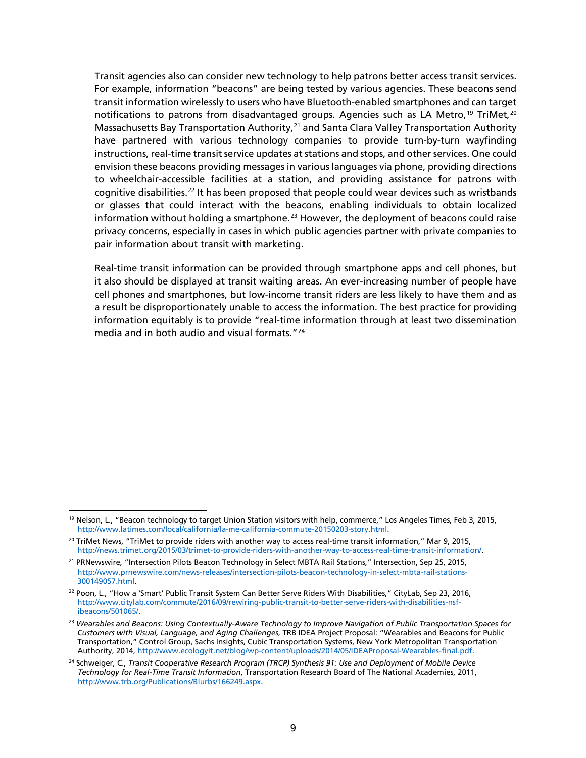Transit agencies also can consider new technology to help patrons better access transit services. For example, information "beacons" are being tested by various agencies. These beacons send transit information wirelessly to users who have Bluetooth-enabled smartphones and can target notifications to patrons from disadvantaged groups. Agencies such as LA Metro,[19] TriMet,[20] Massachusetts Bay Transportation Authority,[21] and Santa Clara Valley Transportation Authority have partnered with various technology companies to provide turn-by-turn wayfinding instructions, real-time transit service updates at stations and stops, and other services. One could envision these beacons providing messages in various languages via phone, providing directions to wheelchair-accessible facilities at a station, and providing assistance for patrons with cognitive disabilities.[22] It has been proposed that people could wear devices such as wristbands or glasses that could interact with the beacons, enabling individuals to obtain localized information without holding a smartphone.[23] However, the deployment of beacons could raise privacy concerns, especially in cases in which public agencies partner with private companies to pair information about transit with marketing.

Real-time transit information can be provided through smartphone apps and cell phones, but it also should be displayed at transit waiting areas. An ever-increasing number of people have cell phones and smartphones, but low-income transit riders are less likely to have them and as a result be disproportionately unable to access the information. The best practice for providing information equitably is to provide "real-time information through at least two dissemination media and in both audio and visual formats."[24]

---

[19] Nelson, L., "Beacon technology to target Union Station visitors with help, commerce," Los Angeles Times, Feb 3, 2015, http://www.latimes.com/local/california/la-me-california-commute-20150203-story.html.

[20] TriMet News, "TriMet to provide riders with another way to access real-time transit information," Mar 9, 2015, http://news.trimet.org/2015/03/trimet-to-provide-riders-with-another-way-to-access-real-time-transit-information/.

[21] PRNewswire, "Intersection Pilots Beacon Technology in Select MBTA Rail Stations," Intersection, Sep 25, 2015, http://www.prnewswire.com/news-releases/intersection-pilots-beacon-technology-in-select-mbta-rail-stations-300149057.html.

[22] Poon, L., "How a 'Smart' Public Transit System Can Better Serve Riders With Disabilities," CityLab, Sep 23, 2016, http://www.citylab.com/commute/2016/09/rewiring-public-transit-to-better-serve-riders-with-disabilities-nsf-ibeacons/501065/.

[23] *Wearables and Beacons: Using Contextually-Aware Technology to Improve Navigation of Public Transportation Spaces for Customers with Visual, Language, and Aging Challenges*, TRB IDEA Project Proposal: "Wearables and Beacons for Public Transportation," Control Group, Sachs Insights, Cubic Transportation Systems, New York Metropolitan Transportation Authority, 2014, http://www.ecologyit.net/blog/wp-content/uploads/2014/05/IDEAProposal-Wearables-final.pdf.

[24] Schweiger, C., *Transit Cooperative Research Program (TRCP) Synthesis 91: Use and Deployment of Mobile Device Technology for Real-Time Transit Information*, Transportation Research Board of The National Academies, 2011, http://www.trb.org/Publications/Blurbs/166249.aspx.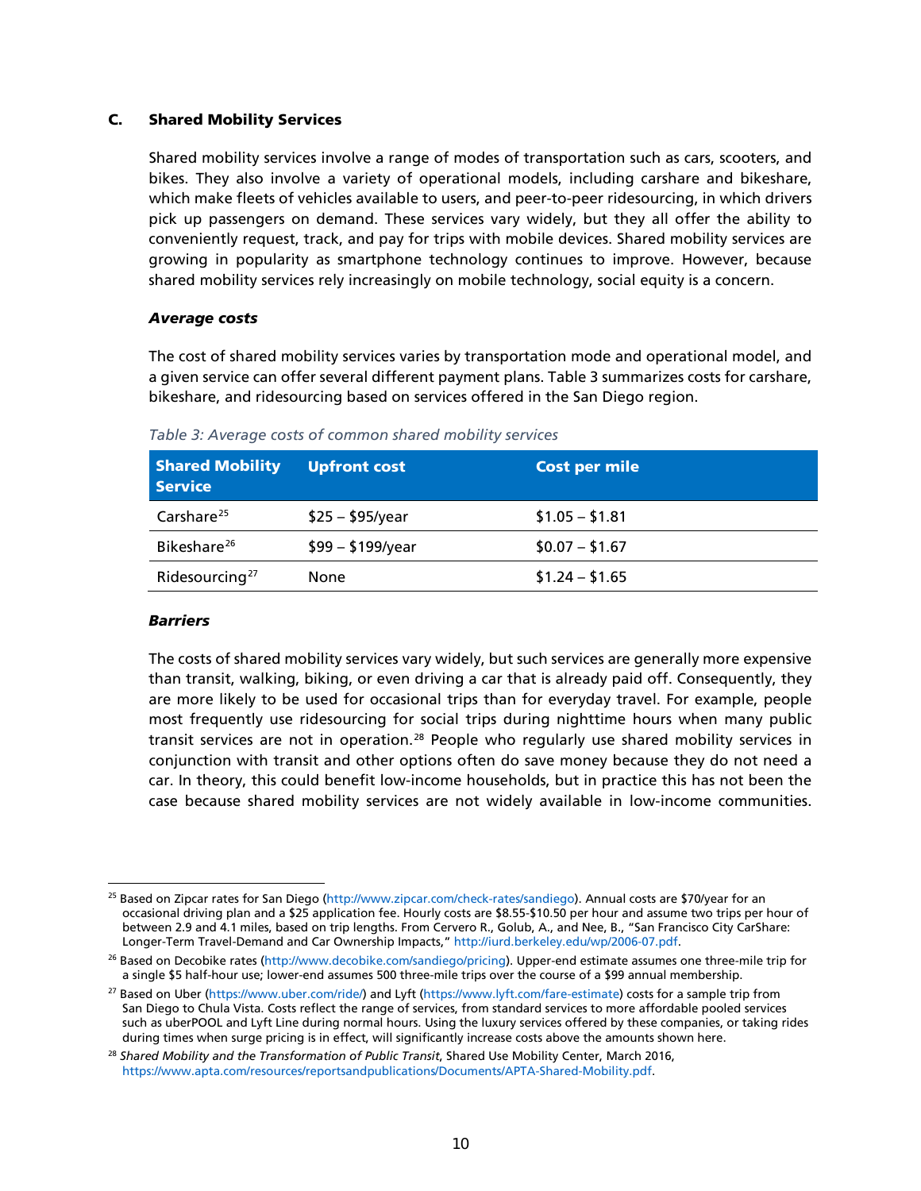### C. Shared Mobility Services

Shared mobility services involve a range of modes of transportation such as cars, scooters, and bikes. They also involve a variety of operational models, including carshare and bikeshare, which make fleets of vehicles available to users, and peer-to-peer ridesourcing, in which drivers pick up passengers on demand. These services vary widely, but they all offer the ability to conveniently request, track, and pay for trips with mobile devices. Shared mobility services are growing in popularity as smartphone technology continues to improve. However, because shared mobility services rely increasingly on mobile technology, social equity is a concern.

#### *Average costs*

The cost of shared mobility services varies by transportation mode and operational model, and a given service can offer several different payment plans. Table 3 summarizes costs for carshare, bikeshare, and ridesourcing based on services offered in the San Diego region.

*Table 3: Average costs of common shared mobility services*

| Shared Mobility Service | Upfront cost | Cost per mile |
|---|---|---|
| Carshare[25] | \$25 – \$95/year | \$1.05 – \$1.81 |
| Bikeshare[26] | \$99 – \$199/year | \$0.07 – \$1.67 |
| Ridesourcing[27] | None | \$1.24 – \$1.65 |

#### *Barriers*

The costs of shared mobility services vary widely, but such services are generally more expensive than transit, walking, biking, or even driving a car that is already paid off. Consequently, they are more likely to be used for occasional trips than for everyday travel. For example, people most frequently use ridesourcing for social trips during nighttime hours when many public transit services are not in operation.[28] People who regularly use shared mobility services in conjunction with transit and other options often do save money because they do not need a car. In theory, this could benefit low-income households, but in practice this has not been the case because shared mobility services are not widely available in low-income communities.

---

[25] Based on Zipcar rates for San Diego (http://www.zipcar.com/check-rates/sandiego). Annual costs are \$70/year for an occasional driving plan and a \$25 application fee. Hourly costs are \$8.55-\$10.50 per hour and assume two trips per hour of between 2.9 and 4.1 miles, based on trip lengths. From Cervero R., Golub, A., and Nee, B., "San Francisco City CarShare: Longer-Term Travel-Demand and Car Ownership Impacts," http://iurd.berkeley.edu/wp/2006-07.pdf.

[26] Based on Decobike rates (http://www.decobike.com/sandiego/pricing). Upper-end estimate assumes one three-mile trip for a single \$5 half-hour use; lower-end assumes 500 three-mile trips over the course of a \$99 annual membership.

[27] Based on Uber (https://www.uber.com/ride/) and Lyft (https://www.lyft.com/fare-estimate) costs for a sample trip from San Diego to Chula Vista. Costs reflect the range of services, from standard services to more affordable pooled services such as uberPOOL and Lyft Line during normal hours. Using the luxury services offered by these companies, or taking rides during times when surge pricing is in effect, will significantly increase costs above the amounts shown here.

[28] *Shared Mobility and the Transformation of Public Transit*, Shared Use Mobility Center, March 2016, https://www.apta.com/resources/reportsandpublications/Documents/APTA-Shared-Mobility.pdf.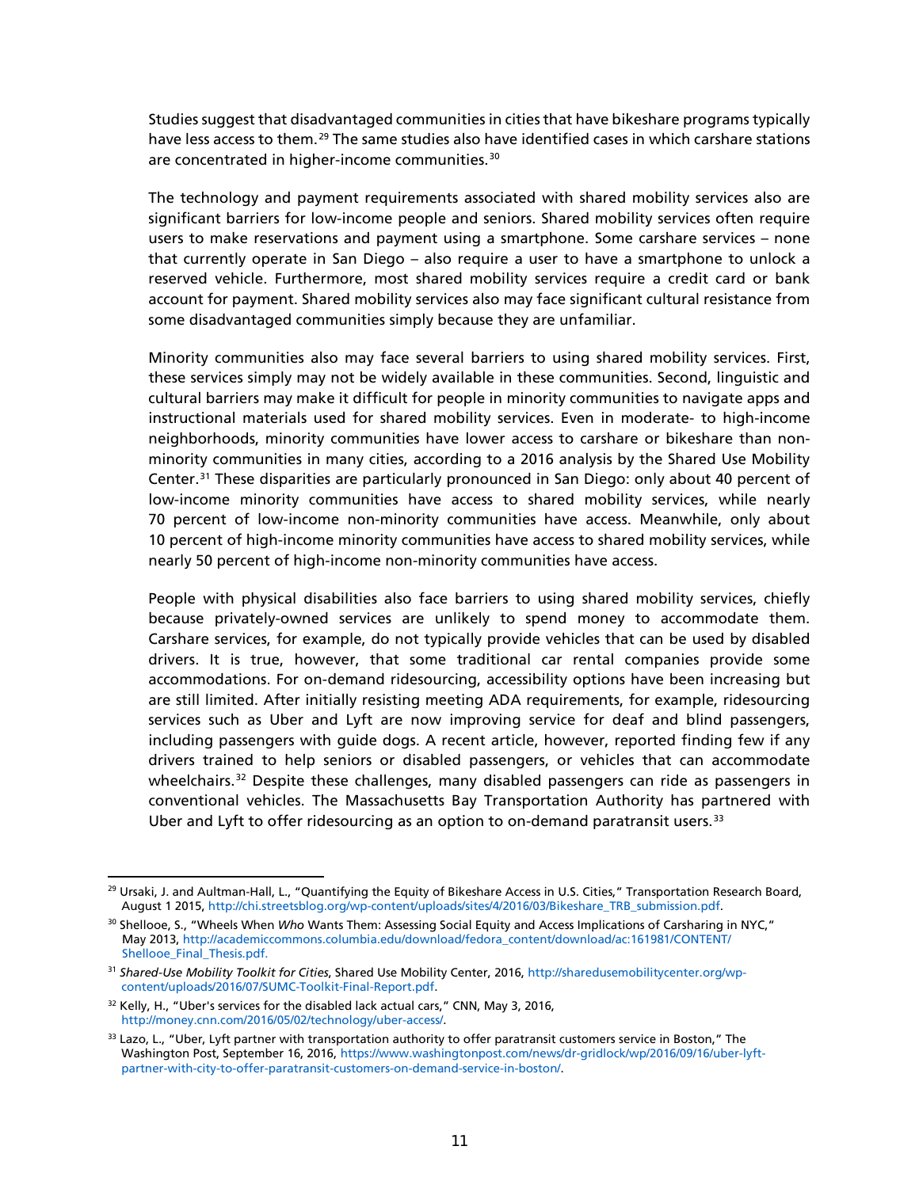Studies suggest that disadvantaged communities in cities that have bikeshare programs typically have less access to them.[29] The same studies also have identified cases in which carshare stations are concentrated in higher-income communities.[30]

The technology and payment requirements associated with shared mobility services also are significant barriers for low-income people and seniors. Shared mobility services often require users to make reservations and payment using a smartphone. Some carshare services – none that currently operate in San Diego – also require a user to have a smartphone to unlock a reserved vehicle. Furthermore, most shared mobility services require a credit card or bank account for payment. Shared mobility services also may face significant cultural resistance from some disadvantaged communities simply because they are unfamiliar.

Minority communities also may face several barriers to using shared mobility services. First, these services simply may not be widely available in these communities. Second, linguistic and cultural barriers may make it difficult for people in minority communities to navigate apps and instructional materials used for shared mobility services. Even in moderate- to high-income neighborhoods, minority communities have lower access to carshare or bikeshare than non-minority communities in many cities, according to a 2016 analysis by the Shared Use Mobility Center.[31] These disparities are particularly pronounced in San Diego: only about 40 percent of low-income minority communities have access to shared mobility services, while nearly 70 percent of low-income non-minority communities have access. Meanwhile, only about 10 percent of high-income minority communities have access to shared mobility services, while nearly 50 percent of high-income non-minority communities have access.

People with physical disabilities also face barriers to using shared mobility services, chiefly because privately-owned services are unlikely to spend money to accommodate them. Carshare services, for example, do not typically provide vehicles that can be used by disabled drivers. It is true, however, that some traditional car rental companies provide some accommodations. For on-demand ridesourcing, accessibility options have been increasing but are still limited. After initially resisting meeting ADA requirements, for example, ridesourcing services such as Uber and Lyft are now improving service for deaf and blind passengers, including passengers with guide dogs. A recent article, however, reported finding few if any drivers trained to help seniors or disabled passengers, or vehicles that can accommodate wheelchairs.[32] Despite these challenges, many disabled passengers can ride as passengers in conventional vehicles. The Massachusetts Bay Transportation Authority has partnered with Uber and Lyft to offer ridesourcing as an option to on-demand paratransit users.[33]

---

[29] Ursaki, J. and Aultman-Hall, L., "Quantifying the Equity of Bikeshare Access in U.S. Cities," Transportation Research Board, August 1 2015, http://chi.streetsblog.org/wp-content/uploads/sites/4/2016/03/Bikeshare_TRB_submission.pdf.

[30] Shellooe, S., "Wheels When *Who* Wants Them: Assessing Social Equity and Access Implications of Carsharing in NYC," May 2013, http://academiccommons.columbia.edu/download/fedora_content/download/ac:161981/CONTENT/Shellooe_Final_Thesis.pdf.

[31] *Shared-Use Mobility Toolkit for Cities*, Shared Use Mobility Center, 2016, http://sharedusemobilitycenter.org/wp-content/uploads/2016/07/SUMC-Toolkit-Final-Report.pdf.

[32] Kelly, H., "Uber's services for the disabled lack actual cars," CNN, May 3, 2016, http://money.cnn.com/2016/05/02/technology/uber-access/.

[33] Lazo, L., "Uber, Lyft partner with transportation authority to offer paratransit customers service in Boston," The Washington Post, September 16, 2016, https://www.washingtonpost.com/news/dr-gridlock/wp/2016/09/16/uber-lyft-partner-with-city-to-offer-paratransit-customers-on-demand-service-in-boston/.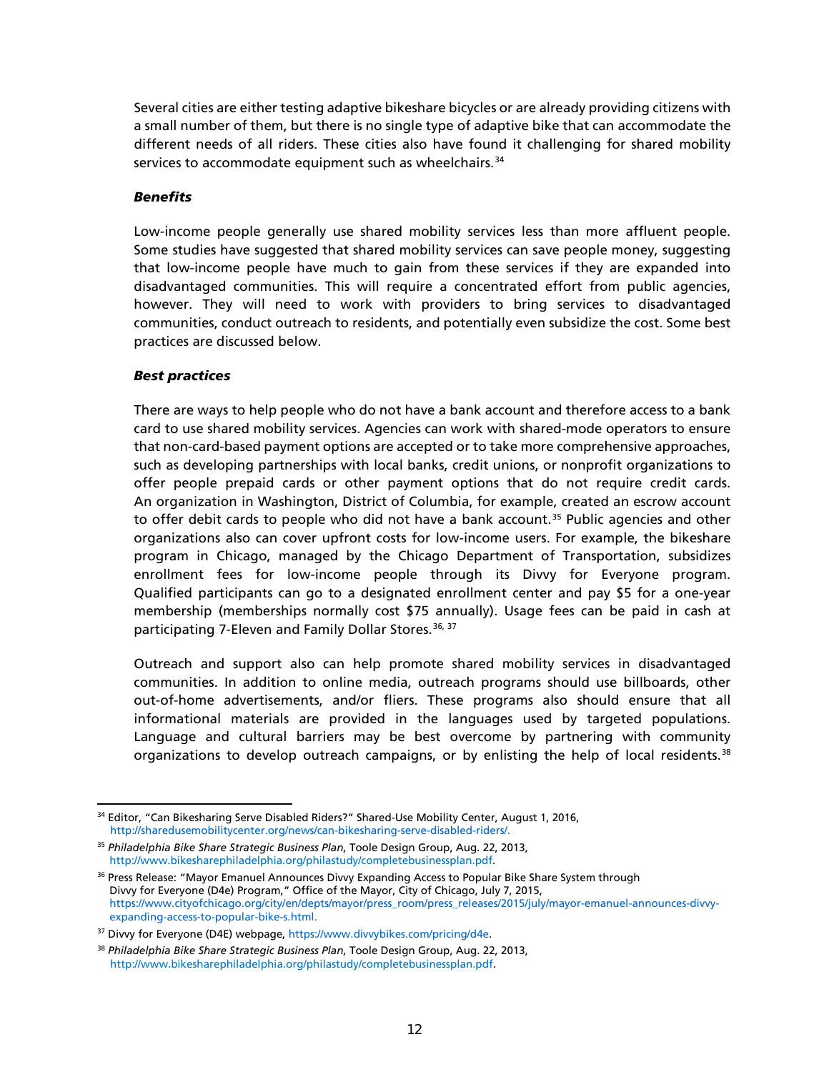Several cities are either testing adaptive bikeshare bicycles or are already providing citizens with a small number of them, but there is no single type of adaptive bike that can accommodate the different needs of all riders. These cities also have found it challenging for shared mobility services to accommodate equipment such as wheelchairs.[34]

***Benefits***

Low-income people generally use shared mobility services less than more affluent people. Some studies have suggested that shared mobility services can save people money, suggesting that low-income people have much to gain from these services if they are expanded into disadvantaged communities. This will require a concentrated effort from public agencies, however. They will need to work with providers to bring services to disadvantaged communities, conduct outreach to residents, and potentially even subsidize the cost. Some best practices are discussed below.

***Best practices***

There are ways to help people who do not have a bank account and therefore access to a bank card to use shared mobility services. Agencies can work with shared-mode operators to ensure that non-card-based payment options are accepted or to take more comprehensive approaches, such as developing partnerships with local banks, credit unions, or nonprofit organizations to offer people prepaid cards or other payment options that do not require credit cards. An organization in Washington, District of Columbia, for example, created an escrow account to offer debit cards to people who did not have a bank account.[35] Public agencies and other organizations also can cover upfront costs for low-income users. For example, the bikeshare program in Chicago, managed by the Chicago Department of Transportation, subsidizes enrollment fees for low-income people through its Divvy for Everyone program. Qualified participants can go to a designated enrollment center and pay $5 for a one-year membership (memberships normally cost $75 annually). Usage fees can be paid in cash at participating 7-Eleven and Family Dollar Stores.[36, 37]

Outreach and support also can help promote shared mobility services in disadvantaged communities. In addition to online media, outreach programs should use billboards, other out-of-home advertisements, and/or fliers. These programs also should ensure that all informational materials are provided in the languages used by targeted populations. Language and cultural barriers may be best overcome by partnering with community organizations to develop outreach campaigns, or by enlisting the help of local residents.[38]

---

[34] Editor, "Can Bikesharing Serve Disabled Riders?" Shared-Use Mobility Center, August 1, 2016, http://sharedusemobilitycenter.org/news/can-bikesharing-serve-disabled-riders/.

[35] *Philadelphia Bike Share Strategic Business Plan*, Toole Design Group, Aug. 22, 2013, http://www.bikesharephiladelphia.org/philastudy/completebusinessplan.pdf.

[36] Press Release: "Mayor Emanuel Announces Divvy Expanding Access to Popular Bike Share System through Divvy for Everyone (D4e) Program," Office of the Mayor, City of Chicago, July 7, 2015, https://www.cityofchicago.org/city/en/depts/mayor/press_room/press_releases/2015/july/mayor-emanuel-announces-divvy-expanding-access-to-popular-bike-s.html.

[37] Divvy for Everyone (D4E) webpage, https://www.divvybikes.com/pricing/d4e.

[38] *Philadelphia Bike Share Strategic Business Plan*, Toole Design Group, Aug. 22, 2013, http://www.bikesharephiladelphia.org/philastudy/completebusinessplan.pdf.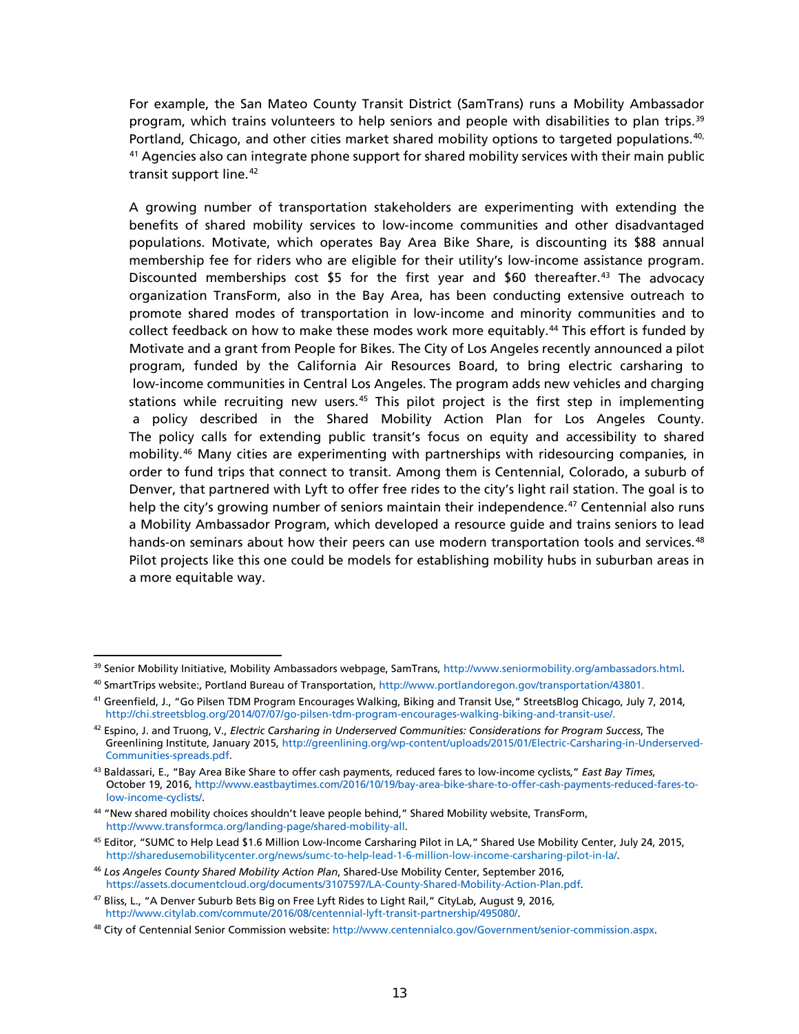For example, the San Mateo County Transit District (SamTrans) runs a Mobility Ambassador program, which trains volunteers to help seniors and people with disabilities to plan trips.[39] Portland, Chicago, and other cities market shared mobility options to targeted populations.[40,41] Agencies also can integrate phone support for shared mobility services with their main public transit support line.[42]

A growing number of transportation stakeholders are experimenting with extending the benefits of shared mobility services to low-income communities and other disadvantaged populations. Motivate, which operates Bay Area Bike Share, is discounting its $88 annual membership fee for riders who are eligible for their utility's low-income assistance program. Discounted memberships cost $5 for the first year and $60 thereafter.[43] The advocacy organization TransForm, also in the Bay Area, has been conducting extensive outreach to promote shared modes of transportation in low-income and minority communities and to collect feedback on how to make these modes work more equitably.[44] This effort is funded by Motivate and a grant from People for Bikes. The City of Los Angeles recently announced a pilot program, funded by the California Air Resources Board, to bring electric carsharing to low-income communities in Central Los Angeles. The program adds new vehicles and charging stations while recruiting new users.[45] This pilot project is the first step in implementing a policy described in the Shared Mobility Action Plan for Los Angeles County. The policy calls for extending public transit's focus on equity and accessibility to shared mobility.[46] Many cities are experimenting with partnerships with ridesourcing companies, in order to fund trips that connect to transit. Among them is Centennial, Colorado, a suburb of Denver, that partnered with Lyft to offer free rides to the city's light rail station. The goal is to help the city's growing number of seniors maintain their independence.[47] Centennial also runs a Mobility Ambassador Program, which developed a resource guide and trains seniors to lead hands-on seminars about how their peers can use modern transportation tools and services.[48] Pilot projects like this one could be models for establishing mobility hubs in suburban areas in a more equitable way.

---

[39] Senior Mobility Initiative, Mobility Ambassadors webpage, SamTrans, http://www.seniormobility.org/ambassadors.html.

[40] SmartTrips website:, Portland Bureau of Transportation, http://www.portlandoregon.gov/transportation/43801.

[41] Greenfield, J., "Go Pilsen TDM Program Encourages Walking, Biking and Transit Use," StreetsBlog Chicago, July 7, 2014, http://chi.streetsblog.org/2014/07/07/go-pilsen-tdm-program-encourages-walking-biking-and-transit-use/.

[42] Espino, J. and Truong, V., *Electric Carsharing in Underserved Communities: Considerations for Program Success*, The Greenlining Institute, January 2015, http://greenlining.org/wp-content/uploads/2015/01/Electric-Carsharing-in-Underserved-Communities-spreads.pdf.

[43] Baldassari, E., "Bay Area Bike Share to offer cash payments, reduced fares to low-income cyclists," *East Bay Times*, October 19, 2016, http://www.eastbaytimes.com/2016/10/19/bay-area-bike-share-to-offer-cash-payments-reduced-fares-to-low-income-cyclists/.

[44] "New shared mobility choices shouldn't leave people behind," Shared Mobility website, TransForm, http://www.transformca.org/landing-page/shared-mobility-all.

[45] Editor, "SUMC to Help Lead $1.6 Million Low-Income Carsharing Pilot in LA," Shared Use Mobility Center, July 24, 2015, http://sharedusemobilitycenter.org/news/sumc-to-help-lead-1-6-million-low-income-carsharing-pilot-in-la/.

[46] *Los Angeles County Shared Mobility Action Plan*, Shared-Use Mobility Center, September 2016, https://assets.documentcloud.org/documents/3107597/LA-County-Shared-Mobility-Action-Plan.pdf.

[47] Bliss, L., "A Denver Suburb Bets Big on Free Lyft Rides to Light Rail," CityLab, August 9, 2016, http://www.citylab.com/commute/2016/08/centennial-lyft-transit-partnership/495080/.

[48] City of Centennial Senior Commission website: http://www.centennialco.gov/Government/senior-commission.aspx.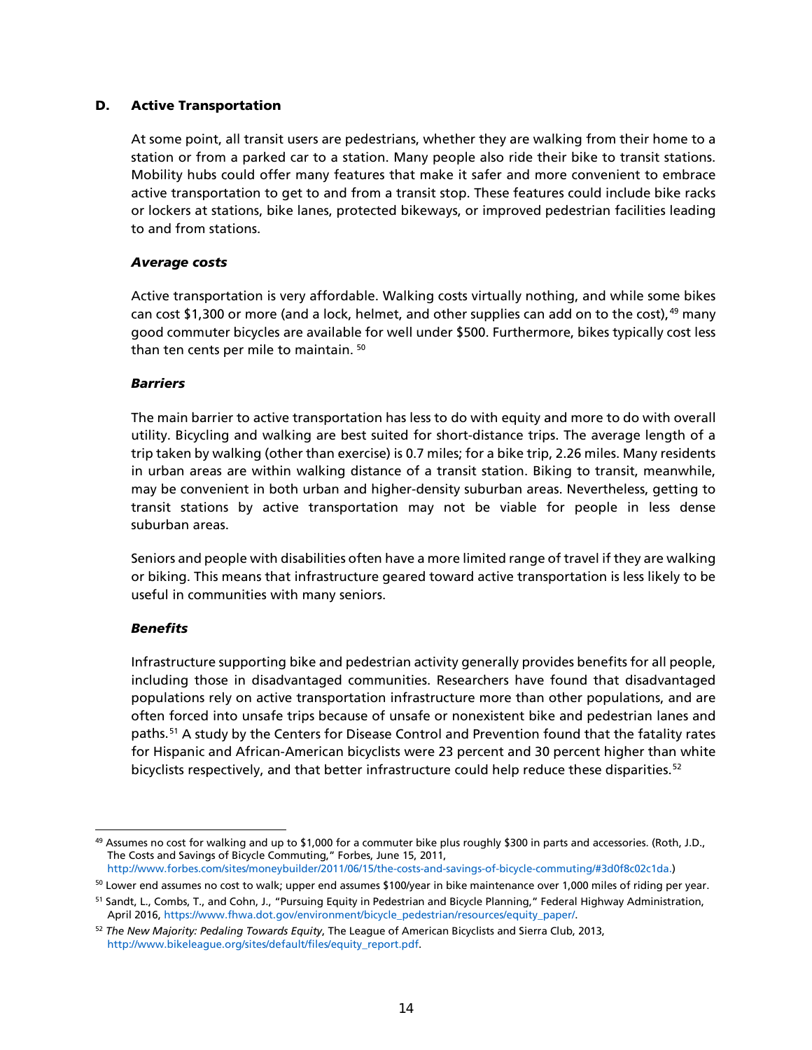## D. Active Transportation

At some point, all transit users are pedestrians, whether they are walking from their home to a station or from a parked car to a station. Many people also ride their bike to transit stations. Mobility hubs could offer many features that make it safer and more convenient to embrace active transportation to get to and from a transit stop. These features could include bike racks or lockers at stations, bike lanes, protected bikeways, or improved pedestrian facilities leading to and from stations.

### *Average costs*

Active transportation is very affordable. Walking costs virtually nothing, and while some bikes can cost $1,300 or more (and a lock, helmet, and other supplies can add on to the cost),[49] many good commuter bicycles are available for well under $500. Furthermore, bikes typically cost less than ten cents per mile to maintain.[50]

### *Barriers*

The main barrier to active transportation has less to do with equity and more to do with overall utility. Bicycling and walking are best suited for short-distance trips. The average length of a trip taken by walking (other than exercise) is 0.7 miles; for a bike trip, 2.26 miles. Many residents in urban areas are within walking distance of a transit station. Biking to transit, meanwhile, may be convenient in both urban and higher-density suburban areas. Nevertheless, getting to transit stations by active transportation may not be viable for people in less dense suburban areas.

Seniors and people with disabilities often have a more limited range of travel if they are walking or biking. This means that infrastructure geared toward active transportation is less likely to be useful in communities with many seniors.

### *Benefits*

Infrastructure supporting bike and pedestrian activity generally provides benefits for all people, including those in disadvantaged communities. Researchers have found that disadvantaged populations rely on active transportation infrastructure more than other populations, and are often forced into unsafe trips because of unsafe or nonexistent bike and pedestrian lanes and paths.[51] A study by the Centers for Disease Control and Prevention found that the fatality rates for Hispanic and African-American bicyclists were 23 percent and 30 percent higher than white bicyclists respectively, and that better infrastructure could help reduce these disparities.[52]

---

[49] Assumes no cost for walking and up to $1,000 for a commuter bike plus roughly $300 in parts and accessories. (Roth, J.D., The Costs and Savings of Bicycle Commuting," Forbes, June 15, 2011, http://www.forbes.com/sites/moneybuilder/2011/06/15/the-costs-and-savings-of-bicycle-commuting/#3d0f8c02c1da.)

[50] Lower end assumes no cost to walk; upper end assumes $100/year in bike maintenance over 1,000 miles of riding per year.

[51] Sandt, L., Combs, T., and Cohn, J., "Pursuing Equity in Pedestrian and Bicycle Planning," Federal Highway Administration, April 2016, https://www.fhwa.dot.gov/environment/bicycle_pedestrian/resources/equity_paper/.

[52] *The New Majority: Pedaling Towards Equity*, The League of American Bicyclists and Sierra Club, 2013, http://www.bikeleague.org/sites/default/files/equity_report.pdf.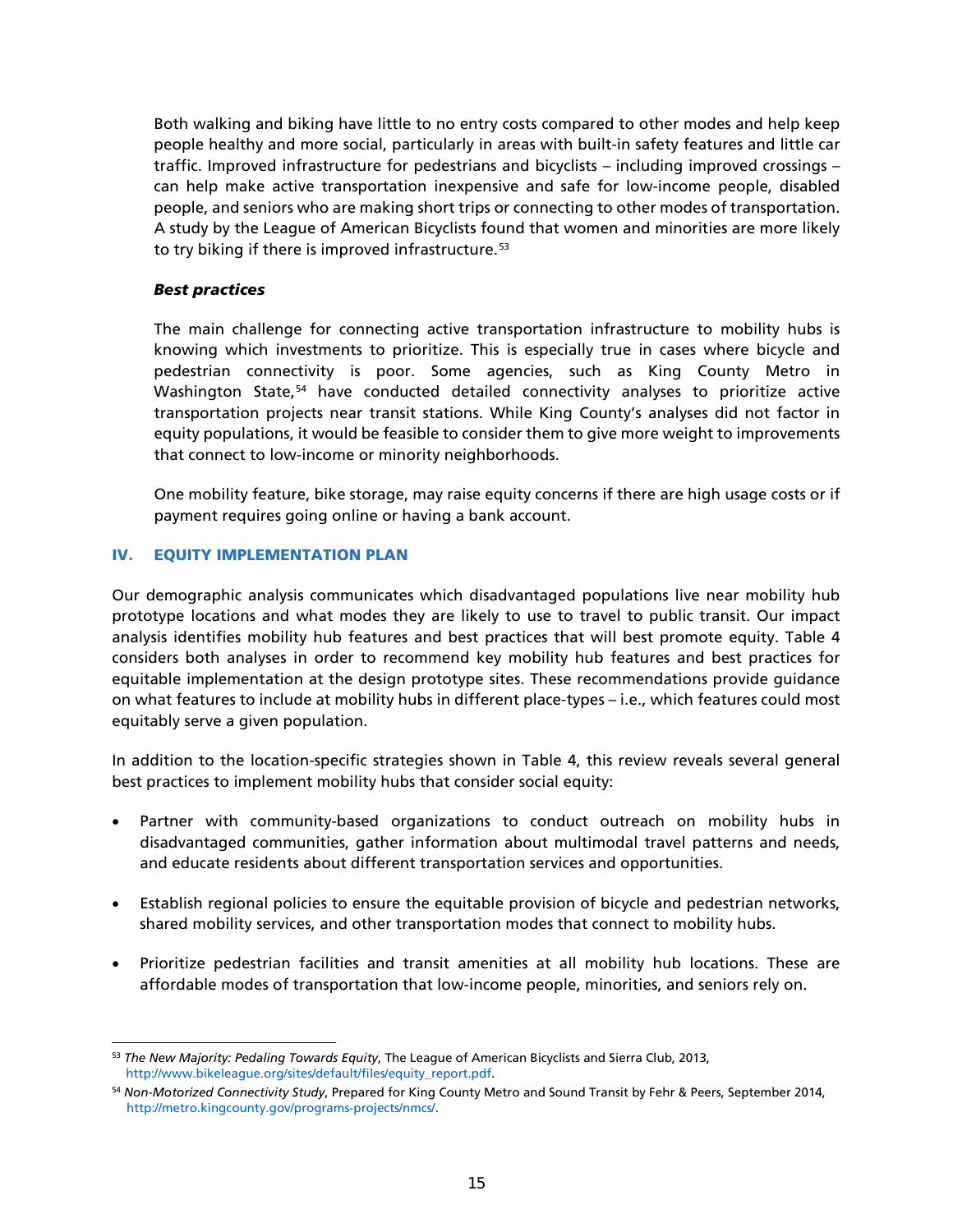Both walking and biking have little to no entry costs compared to other modes and help keep people healthy and more social, particularly in areas with built-in safety features and little car traffic. Improved infrastructure for pedestrians and bicyclists – including improved crossings – can help make active transportation inexpensive and safe for low-income people, disabled people, and seniors who are making short trips or connecting to other modes of transportation. A study by the League of American Bicyclists found that women and minorities are more likely to try biking if there is improved infrastructure.[53]

***Best practices***

The main challenge for connecting active transportation infrastructure to mobility hubs is knowing which investments to prioritize. This is especially true in cases where bicycle and pedestrian connectivity is poor. Some agencies, such as King County Metro in Washington State,[54] have conducted detailed connectivity analyses to prioritize active transportation projects near transit stations. While King County's analyses did not factor in equity populations, it would be feasible to consider them to give more weight to improvements that connect to low-income or minority neighborhoods.

One mobility feature, bike storage, may raise equity concerns if there are high usage costs or if payment requires going online or having a bank account.

## IV. EQUITY IMPLEMENTATION PLAN

Our demographic analysis communicates which disadvantaged populations live near mobility hub prototype locations and what modes they are likely to use to travel to public transit. Our impact analysis identifies mobility hub features and best practices that will best promote equity. Table 4 considers both analyses in order to recommend key mobility hub features and best practices for equitable implementation at the design prototype sites. These recommendations provide guidance on what features to include at mobility hubs in different place-types – i.e., which features could most equitably serve a given population.

In addition to the location-specific strategies shown in Table 4, this review reveals several general best practices to implement mobility hubs that consider social equity:

- Partner with community-based organizations to conduct outreach on mobility hubs in disadvantaged communities, gather information about multimodal travel patterns and needs, and educate residents about different transportation services and opportunities.
- Establish regional policies to ensure the equitable provision of bicycle and pedestrian networks, shared mobility services, and other transportation modes that connect to mobility hubs.
- Prioritize pedestrian facilities and transit amenities at all mobility hub locations. These are affordable modes of transportation that low-income people, minorities, and seniors rely on.

---

[53] *The New Majority: Pedaling Towards Equity*, The League of American Bicyclists and Sierra Club, 2013, http://www.bikeleague.org/sites/default/files/equity_report.pdf.

[54] *Non-Motorized Connectivity Study*, Prepared for King County Metro and Sound Transit by Fehr & Peers, September 2014, http://metro.kingcounty.gov/programs-projects/nmcs/.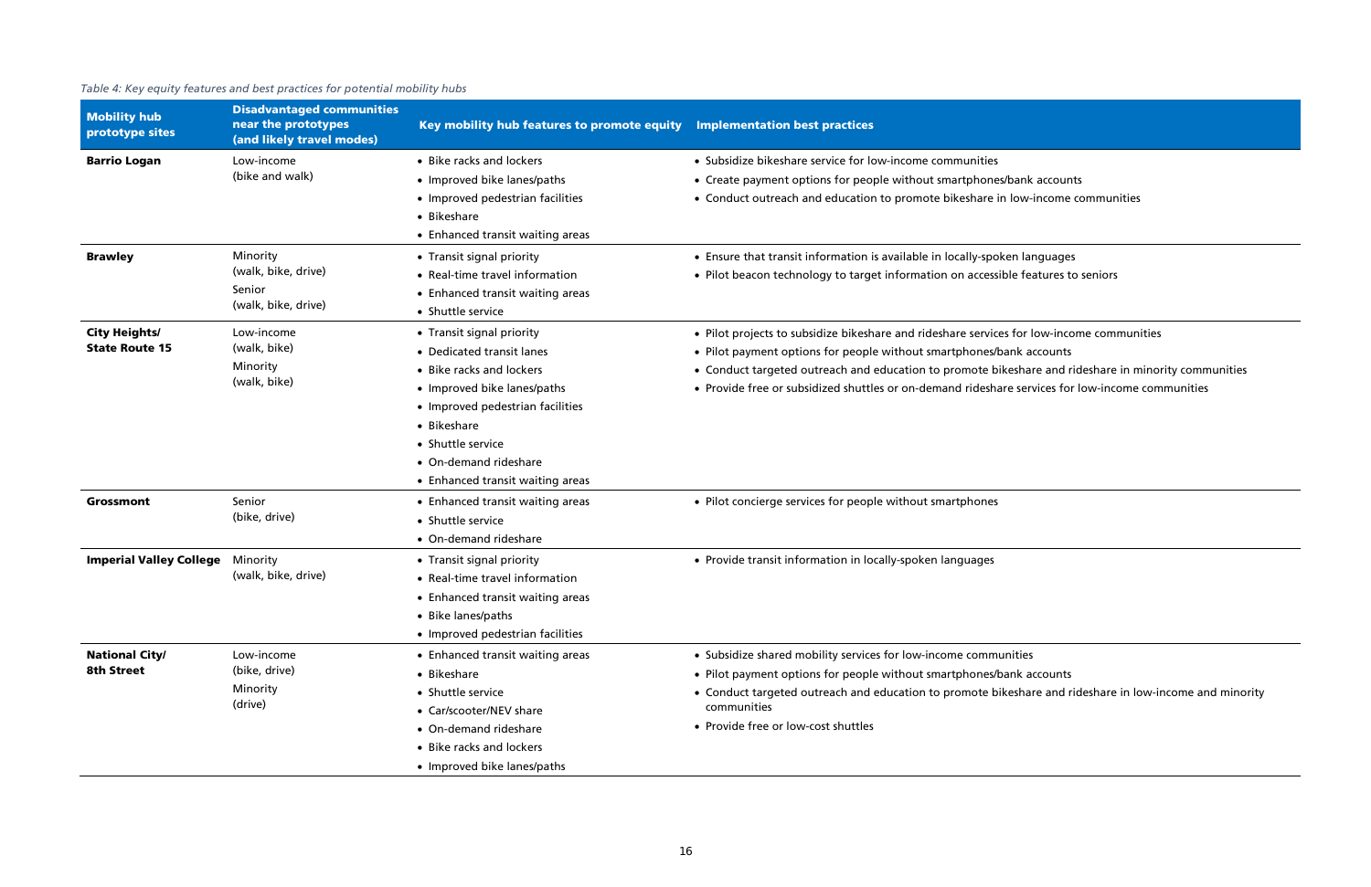*Table 4: Key equity features and best practices for potential mobility hubs*

| Mobility hub prototype sites | Disadvantaged communities near the prototypes (and likely travel modes) | Key mobility hub features to promote equity | Implementation best practices |
|---|---|---|---|
| **Barrio Logan** | Low-income<br>(bike and walk) | • Bike racks and lockers<br>• Improved bike lanes/paths<br>• Improved pedestrian facilities<br>• Bikeshare<br>• Enhanced transit waiting areas | • Subsidize bikeshare service for low-income communities<br>• Create payment options for people without smartphones/bank accounts<br>• Conduct outreach and education to promote bikeshare in low-income communities |
| **Brawley** | Minority<br>(walk, bike, drive)<br>Senior<br>(walk, bike, drive) | • Transit signal priority<br>• Real-time travel information<br>• Enhanced transit waiting areas<br>• Shuttle service | • Ensure that transit information is available in locally-spoken languages<br>• Pilot beacon technology to target information on accessible features to seniors |
| **City Heights/ State Route 15** | Low-income<br>(walk, bike)<br>Minority<br>(walk, bike) | • Transit signal priority<br>• Dedicated transit lanes<br>• Bike racks and lockers<br>• Improved bike lanes/paths<br>• Improved pedestrian facilities<br>• Bikeshare<br>• Shuttle service<br>• On-demand rideshare<br>• Enhanced transit waiting areas | • Pilot projects to subsidize bikeshare and rideshare services for low-income communities<br>• Pilot payment options for people without smartphones/bank accounts<br>• Conduct targeted outreach and education to promote bikeshare and rideshare in minority communities<br>• Provide free or subsidized shuttles or on-demand rideshare services for low-income communities |
| **Grossmont** | Senior<br>(bike, drive) | • Enhanced transit waiting areas<br>• Shuttle service<br>• On-demand rideshare | • Pilot concierge services for people without smartphones |
| **Imperial Valley College** | Minority<br>(walk, bike, drive) | • Transit signal priority<br>• Real-time travel information<br>• Enhanced transit waiting areas<br>• Bike lanes/paths<br>• Improved pedestrian facilities | • Provide transit information in locally-spoken languages |
| **National City/ 8th Street** | Low-income<br>(bike, drive)<br>Minority<br>(drive) | • Enhanced transit waiting areas<br>• Bikeshare<br>• Shuttle service<br>• Car/scooter/NEV share<br>• On-demand rideshare<br>• Bike racks and lockers<br>• Improved bike lanes/paths | • Subsidize shared mobility services for low-income communities<br>• Pilot payment options for people without smartphones/bank accounts<br>• Conduct targeted outreach and education to promote bikeshare and rideshare in low-income and minority communities<br>• Provide free or low-cost shuttles |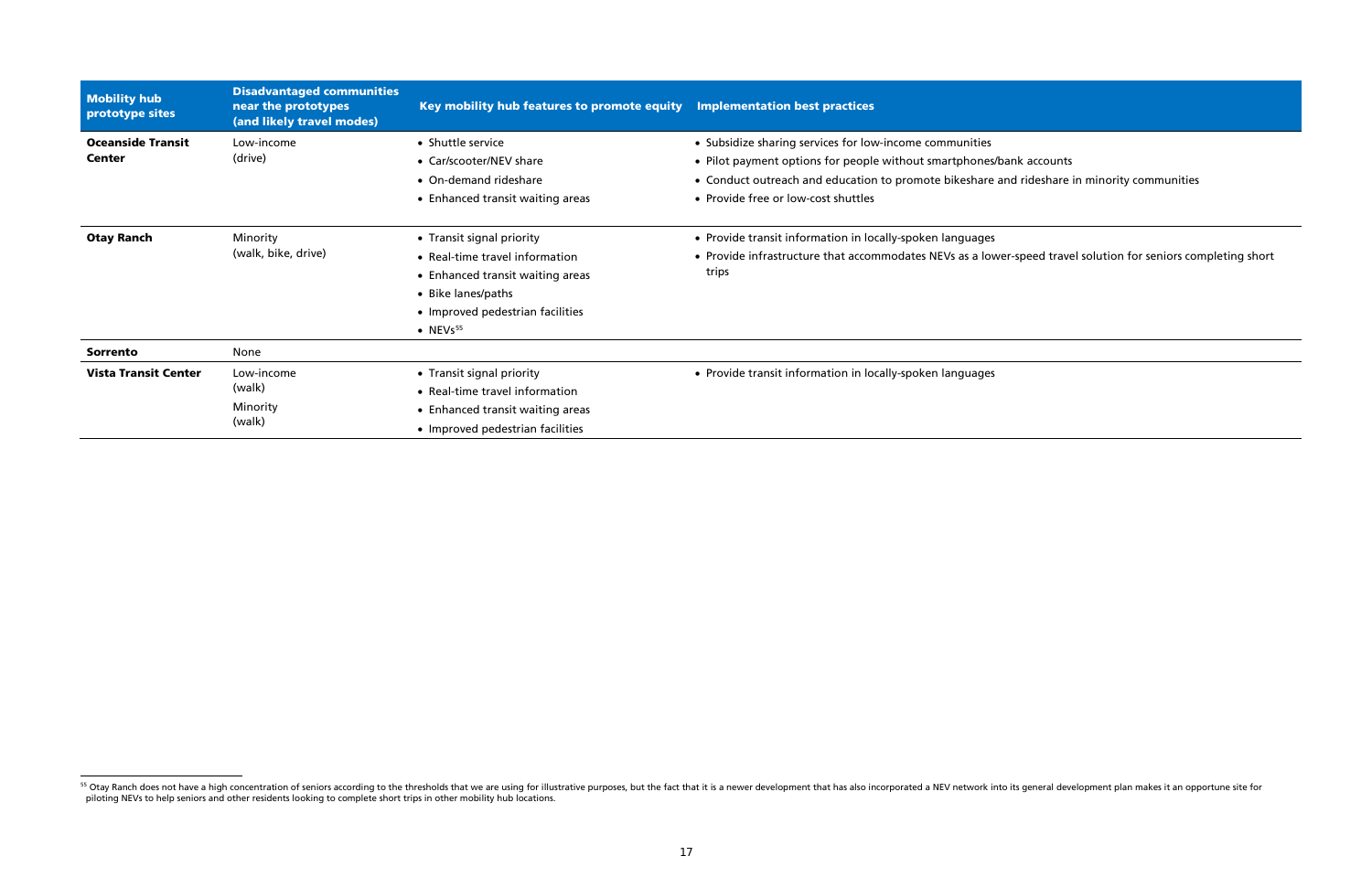| Mobility hub prototype sites | Disadvantaged communities near the prototypes (and likely travel modes) | Key mobility hub features to promote equity | Implementation best practices |
|---|---|---|---|
| **Oceanside Transit Center** | Low-income (drive) | • Shuttle service<br>• Car/scooter/NEV share<br>• On-demand rideshare<br>• Enhanced transit waiting areas | • Subsidize sharing services for low-income communities<br>• Pilot payment options for people without smartphones/bank accounts<br>• Conduct outreach and education to promote bikeshare and rideshare in minority communities<br>• Provide free or low-cost shuttles |
| **Otay Ranch** | Minority (walk, bike, drive) | • Transit signal priority<br>• Real-time travel information<br>• Enhanced transit waiting areas<br>• Bike lanes/paths<br>• Improved pedestrian facilities<br>• NEVs[55] | • Provide transit information in locally-spoken languages<br>• Provide infrastructure that accommodates NEVs as a lower-speed travel solution for seniors completing short trips |
| **Sorrento** | None | | |
| **Vista Transit Center** | Low-income (walk)<br>Minority (walk) | • Transit signal priority<br>• Real-time travel information<br>• Enhanced transit waiting areas<br>• Improved pedestrian facilities | • Provide transit information in locally-spoken languages |

[55] Otay Ranch does not have a high concentration of seniors according to the thresholds that we are using for illustrative purposes, but the fact that it is a newer development that has also incorporated a NEV network into its general development plan makes it an opportune site for piloting NEVs to help seniors and other residents looking to complete short trips in other mobility hub locations.